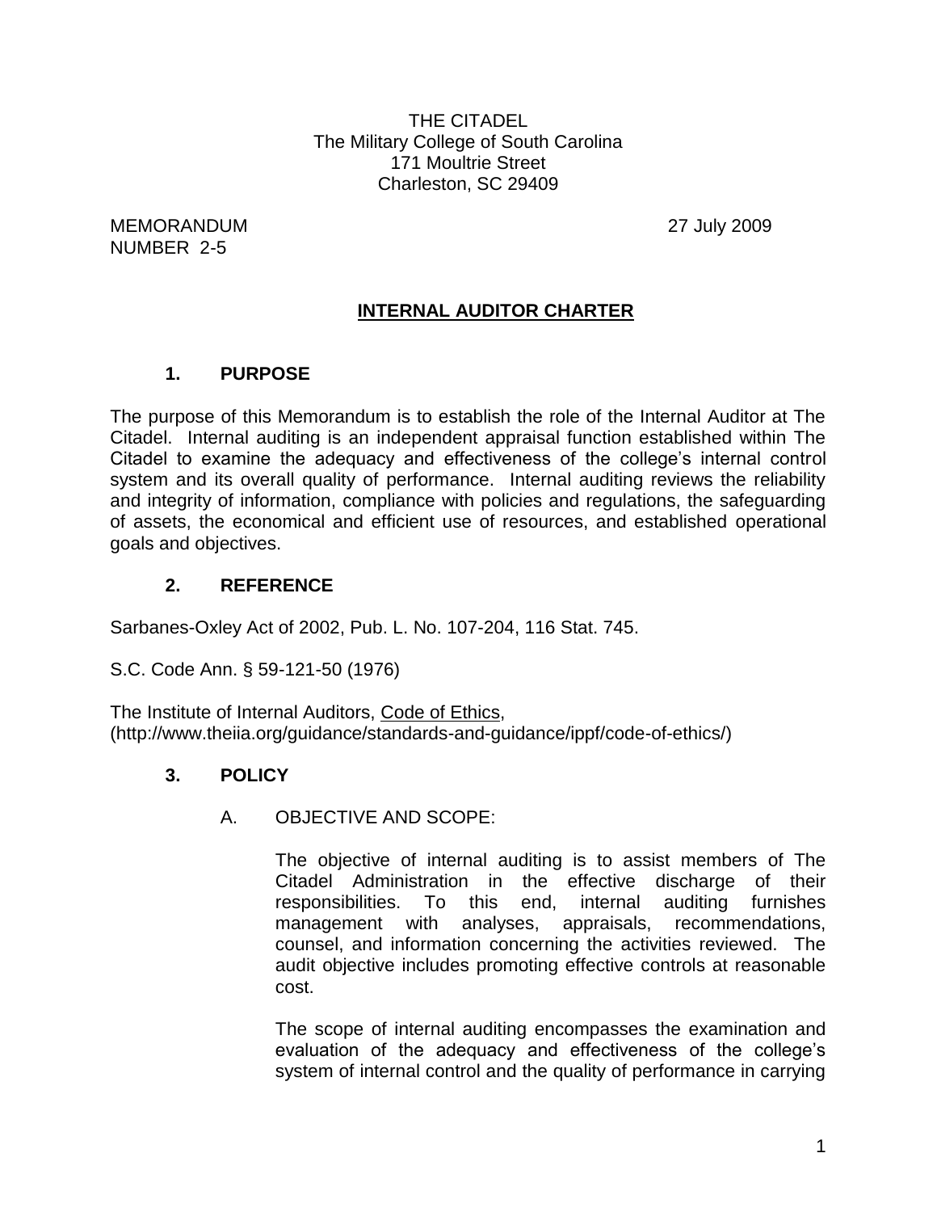THE CITADEL
The Military College of South Carolina
171 Moultrie Street
Charleston, SC 29409

MEMORANDUM
NUMBER 2-5

27 July 2009

# INTERNAL AUDITOR CHARTER

## 1. PURPOSE

The purpose of this Memorandum is to establish the role of the Internal Auditor at The Citadel. Internal auditing is an independent appraisal function established within The Citadel to examine the adequacy and effectiveness of the college's internal control system and its overall quality of performance. Internal auditing reviews the reliability and integrity of information, compliance with policies and regulations, the safeguarding of assets, the economical and efficient use of resources, and established operational goals and objectives.

## 2. REFERENCE

Sarbanes-Oxley Act of 2002, Pub. L. No. 107-204, 116 Stat. 745.

S.C. Code Ann. § 59-121-50 (1976)

The Institute of Internal Auditors, Code of Ethics, (http://www.theiia.org/guidance/standards-and-guidance/ippf/code-of-ethics/)

## 3. POLICY

### A. OBJECTIVE AND SCOPE:

The objective of internal auditing is to assist members of The Citadel Administration in the effective discharge of their responsibilities. To this end, internal auditing furnishes management with analyses, appraisals, recommendations, counsel, and information concerning the activities reviewed. The audit objective includes promoting effective controls at reasonable cost.

The scope of internal auditing encompasses the examination and evaluation of the adequacy and effectiveness of the college's system of internal control and the quality of performance in carrying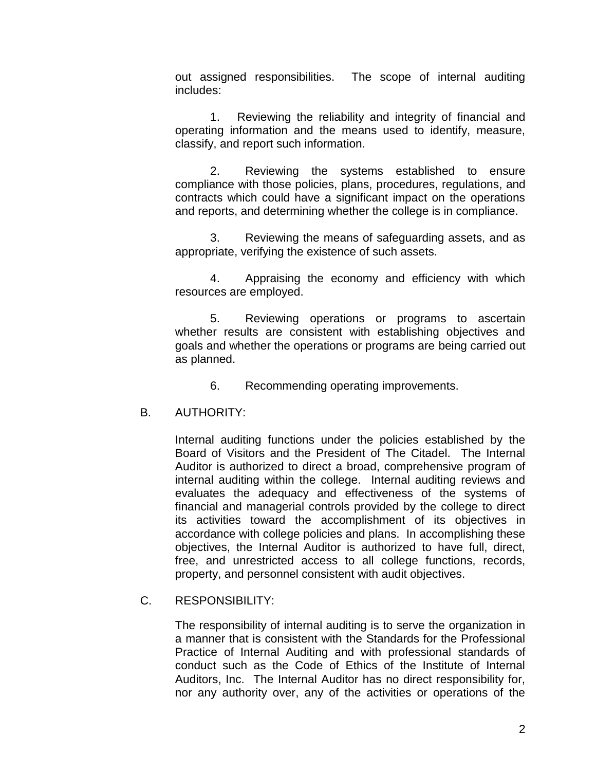out assigned responsibilities. The scope of internal auditing includes:

1. Reviewing the reliability and integrity of financial and operating information and the means used to identify, measure, classify, and report such information.

2. Reviewing the systems established to ensure compliance with those policies, plans, procedures, regulations, and contracts which could have a significant impact on the operations and reports, and determining whether the college is in compliance.

3. Reviewing the means of safeguarding assets, and as appropriate, verifying the existence of such assets.

4. Appraising the economy and efficiency with which resources are employed.

5. Reviewing operations or programs to ascertain whether results are consistent with establishing objectives and goals and whether the operations or programs are being carried out as planned.

6. Recommending operating improvements.

B. AUTHORITY:

Internal auditing functions under the policies established by the Board of Visitors and the President of The Citadel. The Internal Auditor is authorized to direct a broad, comprehensive program of internal auditing within the college. Internal auditing reviews and evaluates the adequacy and effectiveness of the systems of financial and managerial controls provided by the college to direct its activities toward the accomplishment of its objectives in accordance with college policies and plans. In accomplishing these objectives, the Internal Auditor is authorized to have full, direct, free, and unrestricted access to all college functions, records, property, and personnel consistent with audit objectives.

C. RESPONSIBILITY:

The responsibility of internal auditing is to serve the organization in a manner that is consistent with the Standards for the Professional Practice of Internal Auditing and with professional standards of conduct such as the Code of Ethics of the Institute of Internal Auditors, Inc. The Internal Auditor has no direct responsibility for, nor any authority over, any of the activities or operations of the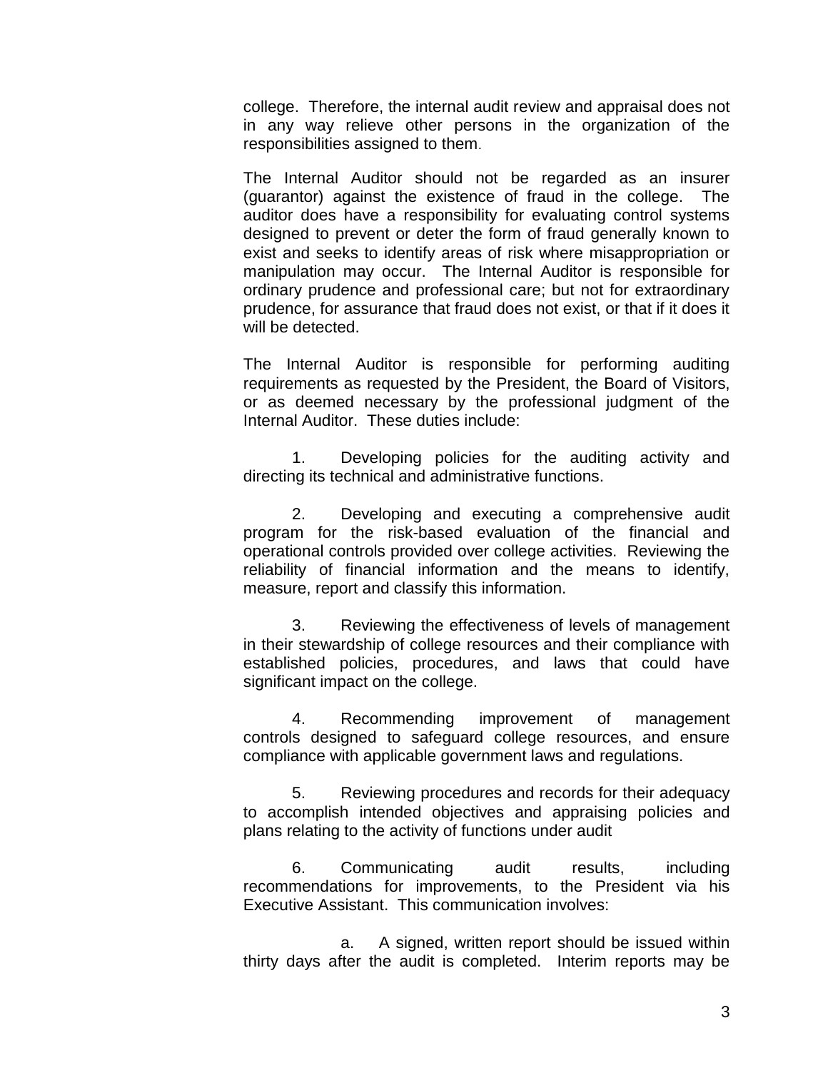college. Therefore, the internal audit review and appraisal does not in any way relieve other persons in the organization of the responsibilities assigned to them.

The Internal Auditor should not be regarded as an insurer (guarantor) against the existence of fraud in the college. The auditor does have a responsibility for evaluating control systems designed to prevent or deter the form of fraud generally known to exist and seeks to identify areas of risk where misappropriation or manipulation may occur. The Internal Auditor is responsible for ordinary prudence and professional care; but not for extraordinary prudence, for assurance that fraud does not exist, or that if it does it will be detected.

The Internal Auditor is responsible for performing auditing requirements as requested by the President, the Board of Visitors, or as deemed necessary by the professional judgment of the Internal Auditor. These duties include:

1. Developing policies for the auditing activity and directing its technical and administrative functions.

2. Developing and executing a comprehensive audit program for the risk-based evaluation of the financial and operational controls provided over college activities. Reviewing the reliability of financial information and the means to identify, measure, report and classify this information.

3. Reviewing the effectiveness of levels of management in their stewardship of college resources and their compliance with established policies, procedures, and laws that could have significant impact on the college.

4. Recommending improvement of management controls designed to safeguard college resources, and ensure compliance with applicable government laws and regulations.

5. Reviewing procedures and records for their adequacy to accomplish intended objectives and appraising policies and plans relating to the activity of functions under audit

6. Communicating audit results, including recommendations for improvements, to the President via his Executive Assistant. This communication involves:

    a. A signed, written report should be issued within thirty days after the audit is completed. Interim reports may be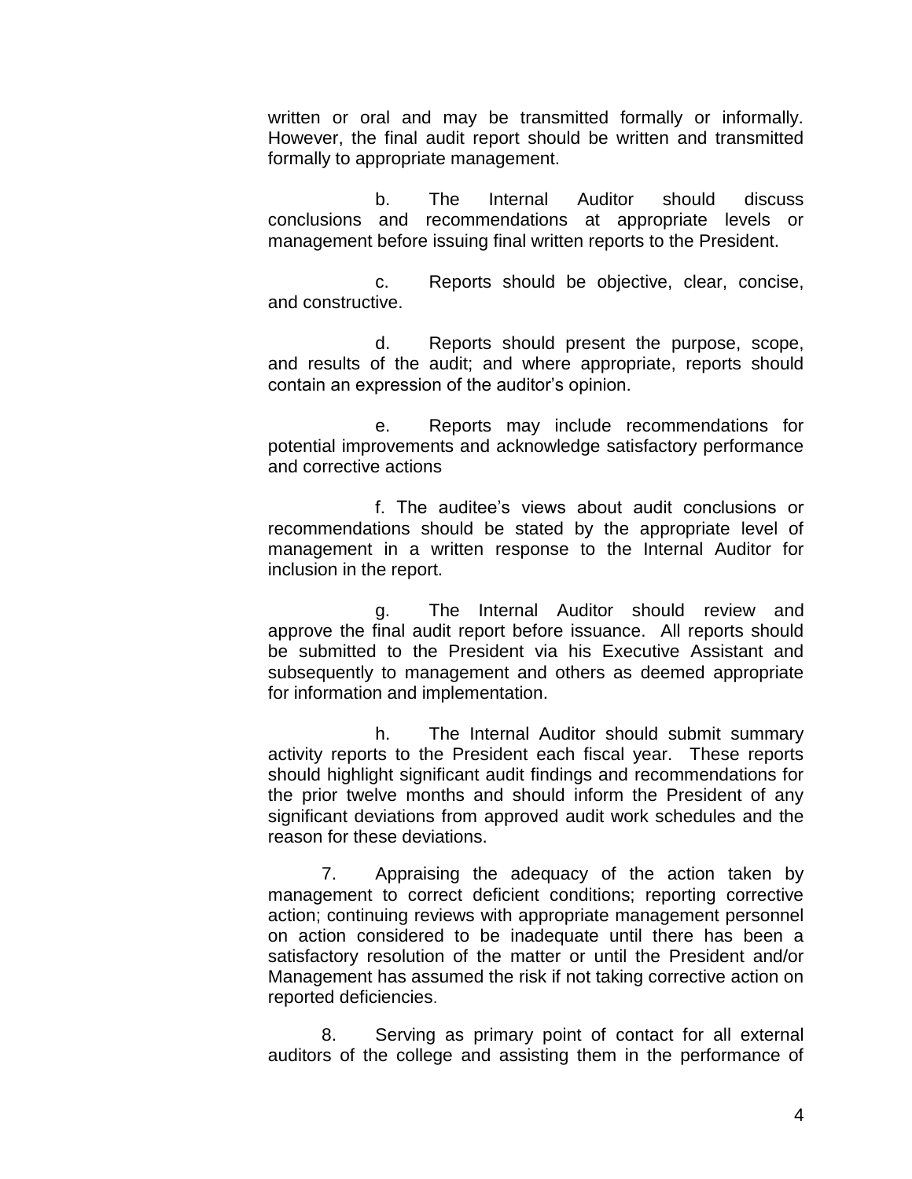written or oral and may be transmitted formally or informally. However, the final audit report should be written and transmitted formally to appropriate management.

b. The Internal Auditor should discuss conclusions and recommendations at appropriate levels or management before issuing final written reports to the President.

c. Reports should be objective, clear, concise, and constructive.

d. Reports should present the purpose, scope, and results of the audit; and where appropriate, reports should contain an expression of the auditor's opinion.

e. Reports may include recommendations for potential improvements and acknowledge satisfactory performance and corrective actions

f. The auditee's views about audit conclusions or recommendations should be stated by the appropriate level of management in a written response to the Internal Auditor for inclusion in the report.

g. The Internal Auditor should review and approve the final audit report before issuance. All reports should be submitted to the President via his Executive Assistant and subsequently to management and others as deemed appropriate for information and implementation.

h. The Internal Auditor should submit summary activity reports to the President each fiscal year. These reports should highlight significant audit findings and recommendations for the prior twelve months and should inform the President of any significant deviations from approved audit work schedules and the reason for these deviations.

7. Appraising the adequacy of the action taken by management to correct deficient conditions; reporting corrective action; continuing reviews with appropriate management personnel on action considered to be inadequate until there has been a satisfactory resolution of the matter or until the President and/or Management has assumed the risk if not taking corrective action on reported deficiencies.

8. Serving as primary point of contact for all external auditors of the college and assisting them in the performance of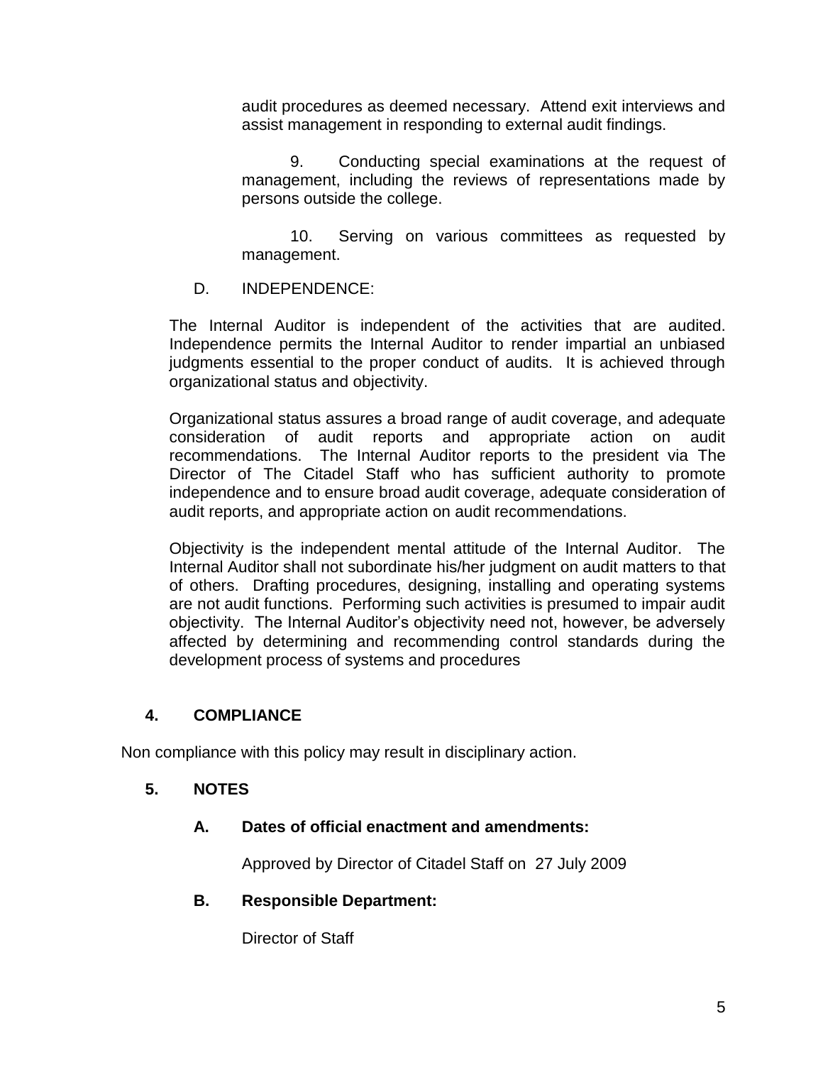audit procedures as deemed necessary. Attend exit interviews and assist management in responding to external audit findings.

9. Conducting special examinations at the request of management, including the reviews of representations made by persons outside the college.

10. Serving on various committees as requested by management.

D. INDEPENDENCE:

The Internal Auditor is independent of the activities that are audited. Independence permits the Internal Auditor to render impartial an unbiased judgments essential to the proper conduct of audits. It is achieved through organizational status and objectivity.

Organizational status assures a broad range of audit coverage, and adequate consideration of audit reports and appropriate action on audit recommendations. The Internal Auditor reports to the president via The Director of The Citadel Staff who has sufficient authority to promote independence and to ensure broad audit coverage, adequate consideration of audit reports, and appropriate action on audit recommendations.

Objectivity is the independent mental attitude of the Internal Auditor. The Internal Auditor shall not subordinate his/her judgment on audit matters to that of others. Drafting procedures, designing, installing and operating systems are not audit functions. Performing such activities is presumed to impair audit objectivity. The Internal Auditor's objectivity need not, however, be adversely affected by determining and recommending control standards during the development process of systems and procedures

## 4. COMPLIANCE

Non compliance with this policy may result in disciplinary action.

## 5. NOTES

### A. Dates of official enactment and amendments:

Approved by Director of Citadel Staff on 27 July 2009

### B. Responsible Department:

Director of Staff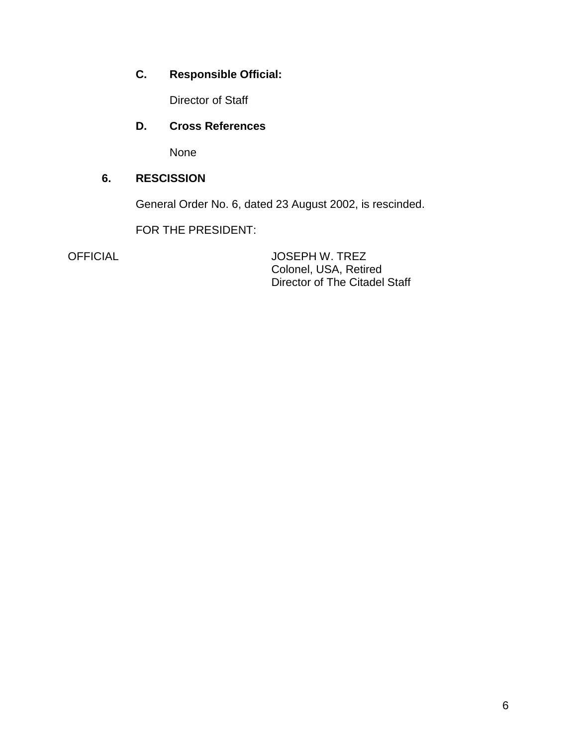**C. Responsible Official:**

Director of Staff

**D. Cross References**

None

## 6. RESCISSION

General Order No. 6, dated 23 August 2002, is rescinded.

FOR THE PRESIDENT:

OFFICIAL

JOSEPH W. TREZ  
Colonel, USA, Retired  
Director of The Citadel Staff